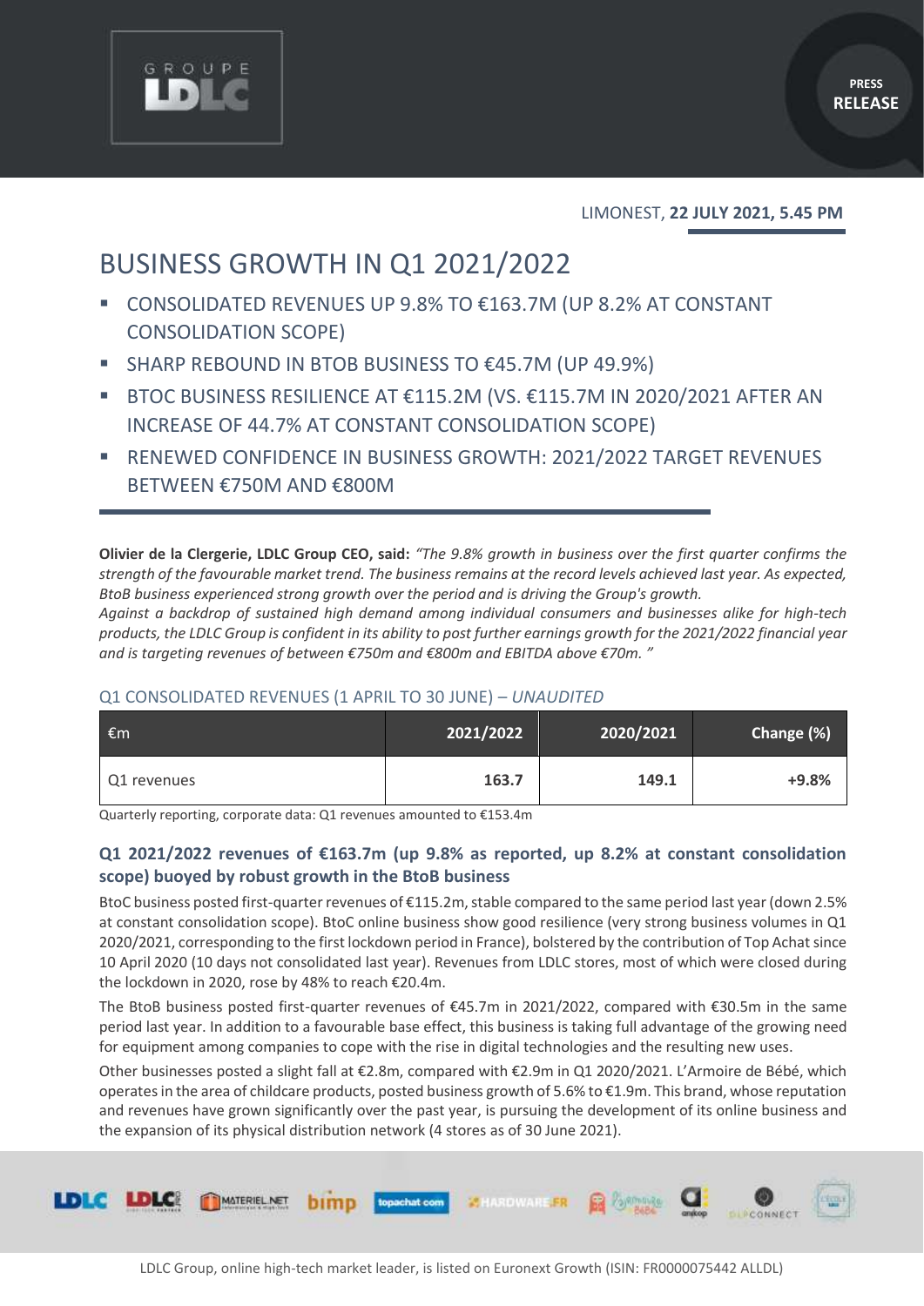LIMONEST, **22 JULY 2021, 5.45 PM**

# BUSINESS GROWTH IN Q1 2021/2022

- CONSOLIDATED REVENUES UP 9.8% TO €163.7M (UP 8.2% AT CONSTANT CONSOLIDATION SCOPE)
- SHARP REBOUND IN BTOB BUSINESS TO €45.7M (UP 49.9%)
- BTOC BUSINESS RESILIENCE AT €115.2M (VS. €115.7M IN 2020/2021 AFTER AN INCREASE OF 44.7% AT CONSTANT CONSOLIDATION SCOPE)
- RENEWED CONFIDENCE IN BUSINESS GROWTH: 2021/2022 TARGET REVENUES BETWEEN €750M AND €800M

**Olivier de la Clergerie, LDLC Group CEO, said:** *"The 9.8% growth in business over the first quarter confirms the strength of the favourable market trend. The business remains at the record levels achieved last year. As expected, BtoB business experienced strong growth over the period and is driving the Group's growth.*
*Against a backdrop of sustained high demand among individual consumers and businesses alike for high-tech products, the LDLC Group is confident in its ability to post further earnings growth for the 2021/2022 financial year and is targeting revenues of between €750m and €800m and EBITDA above €70m. "*

## Q1 CONSOLIDATED REVENUES (1 APRIL TO 30 JUNE) – *UNAUDITED*

| €m | 2021/2022 | 2020/2021 | Change (%) |
|---|---|---|---|
| Q1 revenues | **163.7** | **149.1** | **+9.8%** |

Quarterly reporting, corporate data: Q1 revenues amounted to €153.4m

### Q1 2021/2022 revenues of €163.7m (up 9.8% as reported, up 8.2% at constant consolidation scope) buoyed by robust growth in the BtoB business

BtoC business posted first-quarter revenues of €115.2m, stable compared to the same period last year (down 2.5% at constant consolidation scope). BtoC online business show good resilience (very strong business volumes in Q1 2020/2021, corresponding to the first lockdown period in France), bolstered by the contribution of Top Achat since 10 April 2020 (10 days not consolidated last year). Revenues from LDLC stores, most of which were closed during the lockdown in 2020, rose by 48% to reach €20.4m.

The BtoB business posted first-quarter revenues of €45.7m in 2021/2022, compared with €30.5m in the same period last year. In addition to a favourable base effect, this business is taking full advantage of the growing need for equipment among companies to cope with the rise in digital technologies and the resulting new uses.

Other businesses posted a slight fall at €2.8m, compared with €2.9m in Q1 2020/2021. L'Armoire de Bébé, which operates in the area of childcare products, posted business growth of 5.6% to €1.9m. This brand, whose reputation and revenues have grown significantly over the past year, is pursuing the development of its online business and the expansion of its physical distribution network (4 stores as of 30 June 2021).

LDLC Group, online high-tech market leader, is listed on Euronext Growth (ISIN: FR0000075442 ALLDL)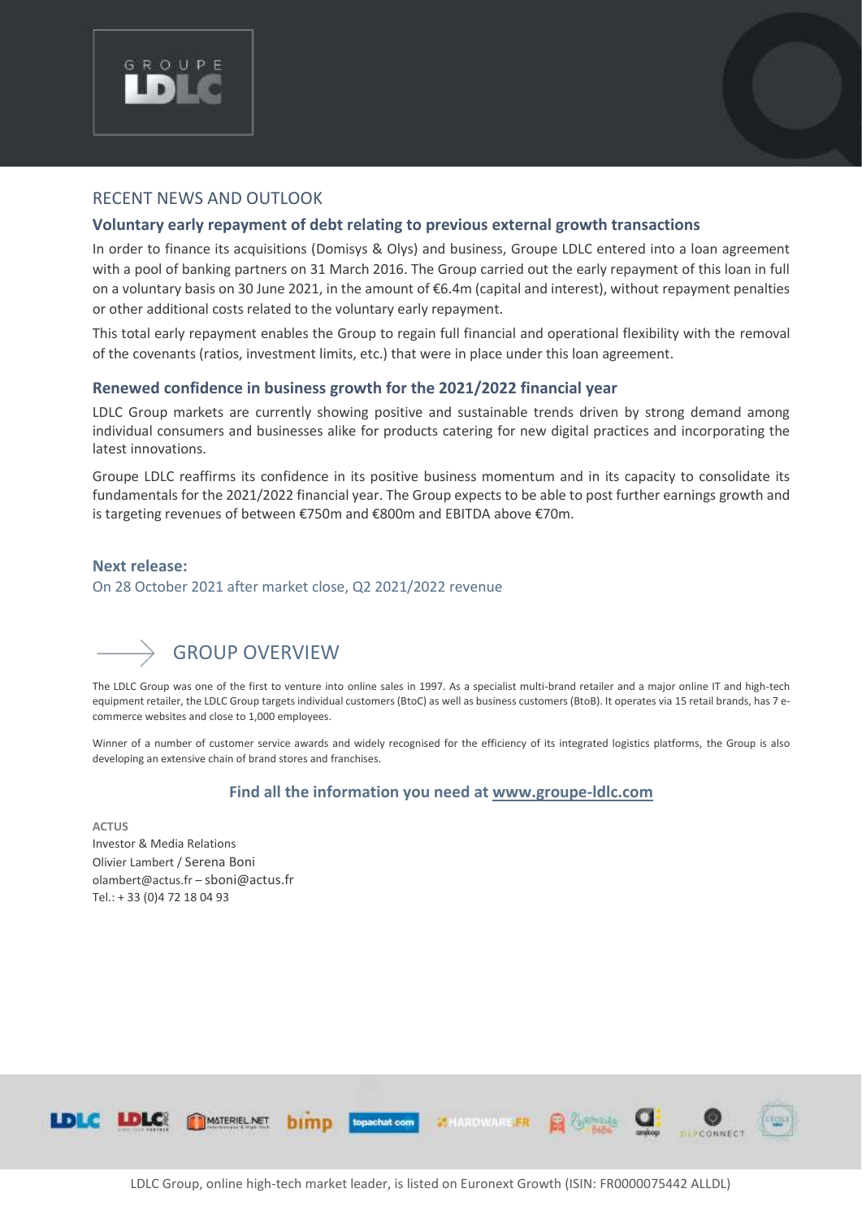## RECENT NEWS AND OUTLOOK

### Voluntary early repayment of debt relating to previous external growth transactions

In order to finance its acquisitions (Domisys & Olys) and business, Groupe LDLC entered into a loan agreement with a pool of banking partners on 31 March 2016. The Group carried out the early repayment of this loan in full on a voluntary basis on 30 June 2021, in the amount of €6.4m (capital and interest), without repayment penalties or other additional costs related to the voluntary early repayment.

This total early repayment enables the Group to regain full financial and operational flexibility with the removal of the covenants (ratios, investment limits, etc.) that were in place under this loan agreement.

### Renewed confidence in business growth for the 2021/2022 financial year

LDLC Group markets are currently showing positive and sustainable trends driven by strong demand among individual consumers and businesses alike for products catering for new digital practices and incorporating the latest innovations.

Groupe LDLC reaffirms its confidence in its positive business momentum and in its capacity to consolidate its fundamentals for the 2021/2022 financial year. The Group expects to be able to post further earnings growth and is targeting revenues of between €750m and €800m and EBITDA above €70m.

**Next release:**

On 28 October 2021 after market close, Q2 2021/2022 revenue

## GROUP OVERVIEW

The LDLC Group was one of the first to venture into online sales in 1997. As a specialist multi-brand retailer and a major online IT and high-tech equipment retailer, the LDLC Group targets individual customers (BtoC) as well as business customers (BtoB). It operates via 15 retail brands, has 7 e-commerce websites and close to 1,000 employees.

Winner of a number of customer service awards and widely recognised for the efficiency of its integrated logistics platforms, the Group is also developing an extensive chain of brand stores and franchises.

**Find all the information you need at [www.groupe-ldlc.com](http://www.groupe-ldlc.com)**

**ACTUS**
Investor & Media Relations
Olivier Lambert / Serena Boni
olambert@actus.fr – sboni@actus.fr
Tel.: + 33 (0)4 72 18 04 93

LDLC Group, online high-tech market leader, is listed on Euronext Growth (ISIN: FR0000075442 ALLDL)